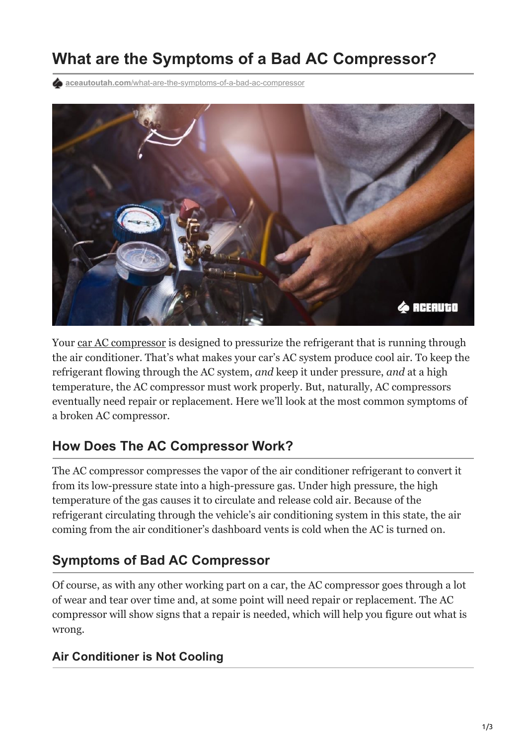# What are the Symptoms of a Bad AC Compressor?

aceautoutah.com/what-are-the-symptoms-of-a-bad-ac-compressor

Your car AC compressor is designed to pressurize the refrigerant that is running through the air conditioner. That's what makes your car's AC system produce cool air. To keep the refrigerant flowing through the AC system, *and* keep it under pressure, *and* at a high temperature, the AC compressor must work properly. But, naturally, AC compressors eventually need repair or replacement. Here we'll look at the most common symptoms of a broken AC compressor.

## How Does The AC Compressor Work?

The AC compressor compresses the vapor of the air conditioner refrigerant to convert it from its low-pressure state into a high-pressure gas. Under high pressure, the high temperature of the gas causes it to circulate and release cold air. Because of the refrigerant circulating through the vehicle's air conditioning system in this state, the air coming from the air conditioner's dashboard vents is cold when the AC is turned on.

## Symptoms of Bad AC Compressor

Of course, as with any other working part on a car, the AC compressor goes through a lot of wear and tear over time and, at some point will need repair or replacement. The AC compressor will show signs that a repair is needed, which will help you figure out what is wrong.

### Air Conditioner is Not Cooling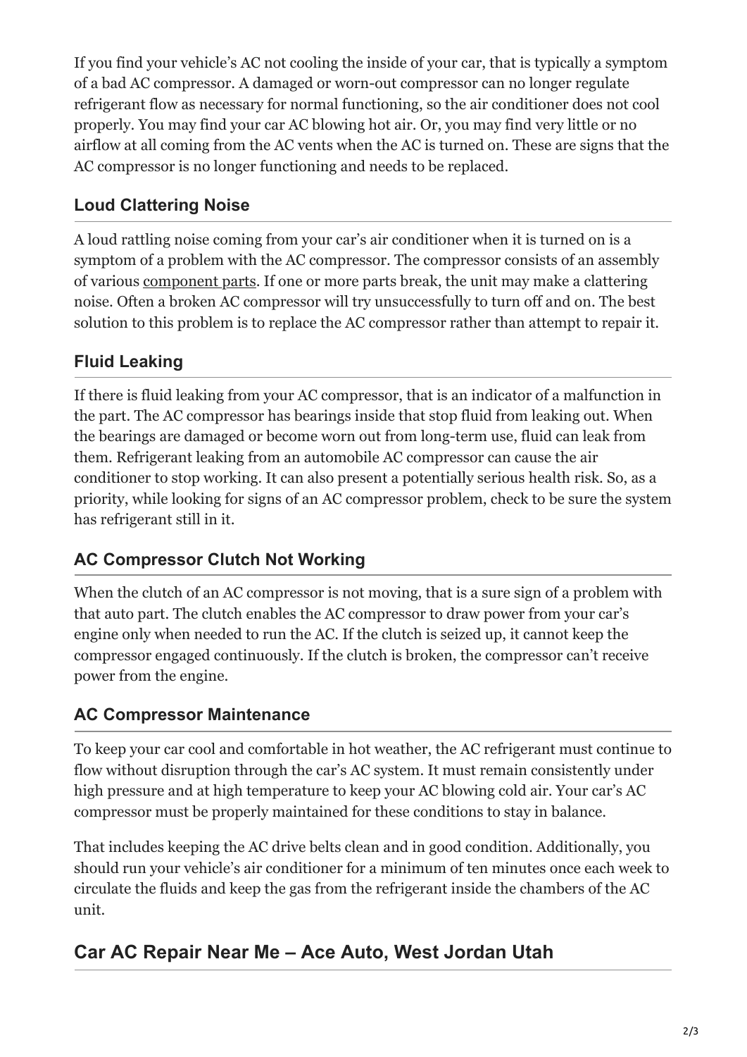If you find your vehicle's AC not cooling the inside of your car, that is typically a symptom of a bad AC compressor. A damaged or worn-out compressor can no longer regulate refrigerant flow as necessary for normal functioning, so the air conditioner does not cool properly. You may find your car AC blowing hot air. Or, you may find very little or no airflow at all coming from the AC vents when the AC is turned on. These are signs that the AC compressor is no longer functioning and needs to be replaced.

### Loud Clattering Noise

A loud rattling noise coming from your car's air conditioner when it is turned on is a symptom of a problem with the AC compressor. The compressor consists of an assembly of various component parts. If one or more parts break, the unit may make a clattering noise. Often a broken AC compressor will try unsuccessfully to turn off and on. The best solution to this problem is to replace the AC compressor rather than attempt to repair it.

### Fluid Leaking

If there is fluid leaking from your AC compressor, that is an indicator of a malfunction in the part. The AC compressor has bearings inside that stop fluid from leaking out. When the bearings are damaged or become worn out from long-term use, fluid can leak from them. Refrigerant leaking from an automobile AC compressor can cause the air conditioner to stop working. It can also present a potentially serious health risk. So, as a priority, while looking for signs of an AC compressor problem, check to be sure the system has refrigerant still in it.

### AC Compressor Clutch Not Working

When the clutch of an AC compressor is not moving, that is a sure sign of a problem with that auto part. The clutch enables the AC compressor to draw power from your car's engine only when needed to run the AC. If the clutch is seized up, it cannot keep the compressor engaged continuously. If the clutch is broken, the compressor can't receive power from the engine.

### AC Compressor Maintenance

To keep your car cool and comfortable in hot weather, the AC refrigerant must continue to flow without disruption through the car's AC system. It must remain consistently under high pressure and at high temperature to keep your AC blowing cold air. Your car's AC compressor must be properly maintained for these conditions to stay in balance.

That includes keeping the AC drive belts clean and in good condition. Additionally, you should run your vehicle's air conditioner for a minimum of ten minutes once each week to circulate the fluids and keep the gas from the refrigerant inside the chambers of the AC unit.

## Car AC Repair Near Me – Ace Auto, West Jordan Utah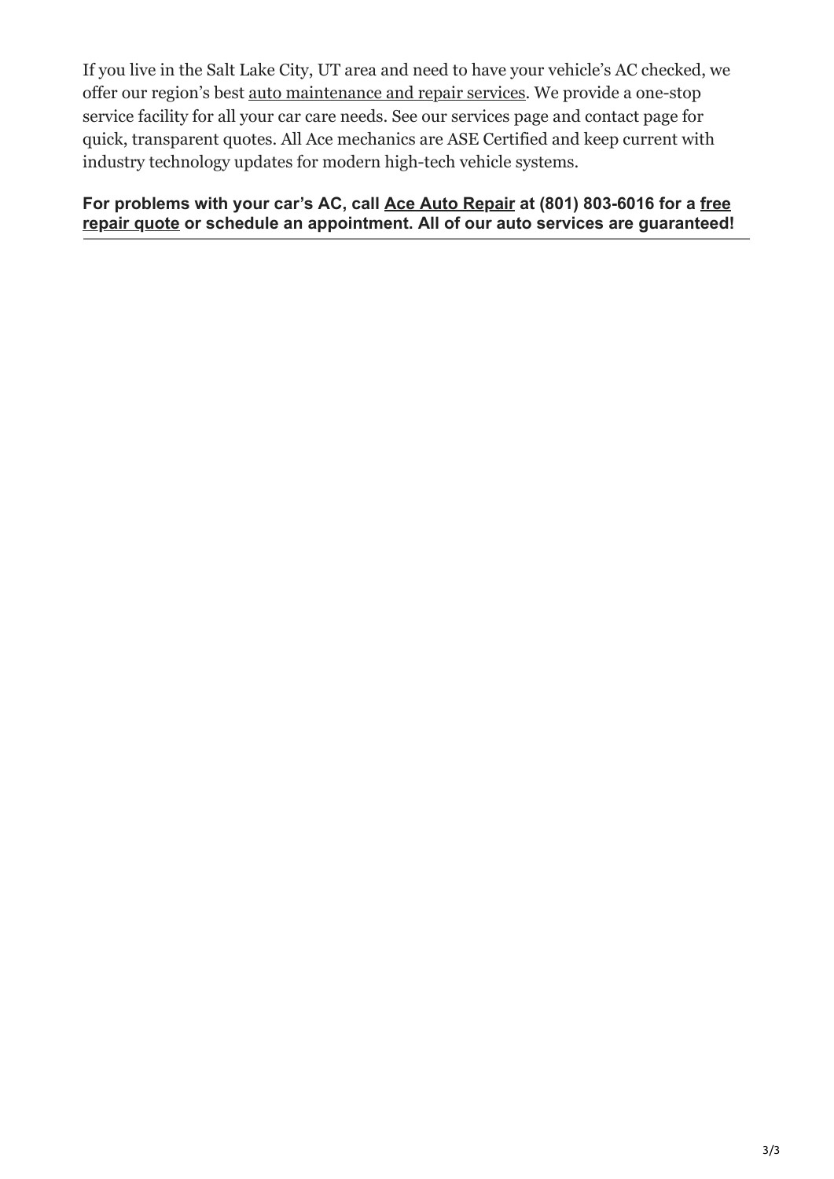If you live in the Salt Lake City, UT area and need to have your vehicle's AC checked, we offer our region's best auto maintenance and repair services. We provide a one-stop service facility for all your car care needs. See our services page and contact page for quick, transparent quotes. All Ace mechanics are ASE Certified and keep current with industry technology updates for modern high-tech vehicle systems.

**For problems with your car's AC, call Ace Auto Repair at (801) 803-6016 for a free repair quote or schedule an appointment. All of our auto services are guaranteed!**